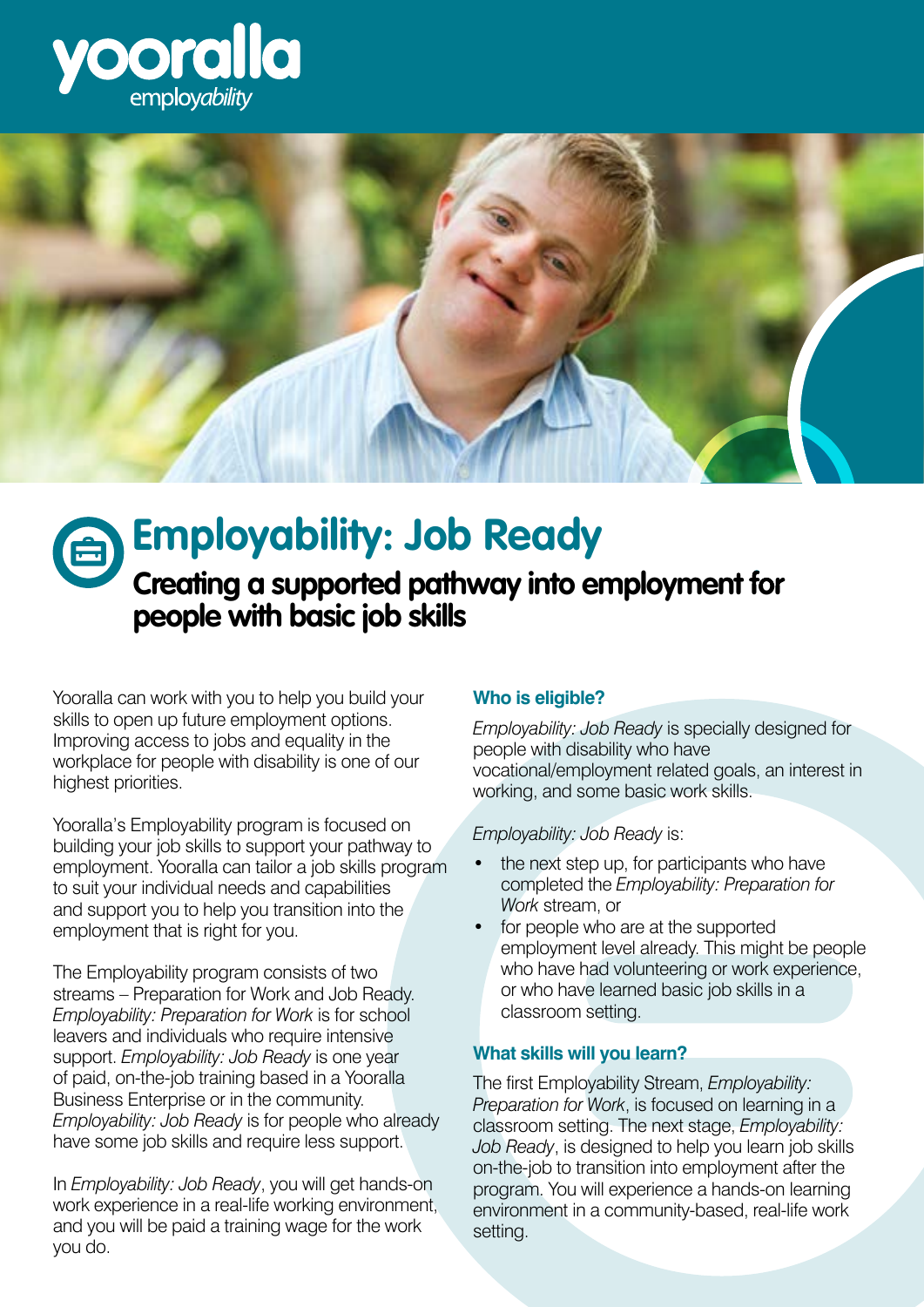yooralla employ*ability*

# Employability: Job Ready

## Creating a supported pathway into employment for people with basic job skills

Yooralla can work with you to help you build your skills to open up future employment options. Improving access to jobs and equality in the workplace for people with disability is one of our highest priorities.

Yooralla's Employability program is focused on building your job skills to support your pathway to employment. Yooralla can tailor a job skills program to suit your individual needs and capabilities and support you to help you transition into the employment that is right for you.

The Employability program consists of two streams – Preparation for Work and Job Ready. *Employability: Preparation for Work* is for school leavers and individuals who require intensive support. *Employability: Job Ready* is one year of paid, on-the-job training based in a Yooralla Business Enterprise or in the community. *Employability: Job Ready* is for people who already have some job skills and require less support.

In *Employability: Job Ready*, you will get hands-on work experience in a real-life working environment, and you will be paid a training wage for the work you do.

### Who is eligible?

*Employability: Job Ready* is specially designed for people with disability who have vocational/employment related goals, an interest in working, and some basic work skills.

*Employability: Job Ready* is:

- the next step up, for participants who have completed the *Employability: Preparation for Work* stream, or
- for people who are at the supported employment level already. This might be people who have had volunteering or work experience, or who have learned basic job skills in a classroom setting.

### What skills will you learn?

The first Employability Stream, *Employability: Preparation for Work*, is focused on learning in a classroom setting. The next stage, *Employability: Job Ready*, is designed to help you learn job skills on-the-job to transition into employment after the program. You will experience a hands-on learning environment in a community-based, real-life work setting.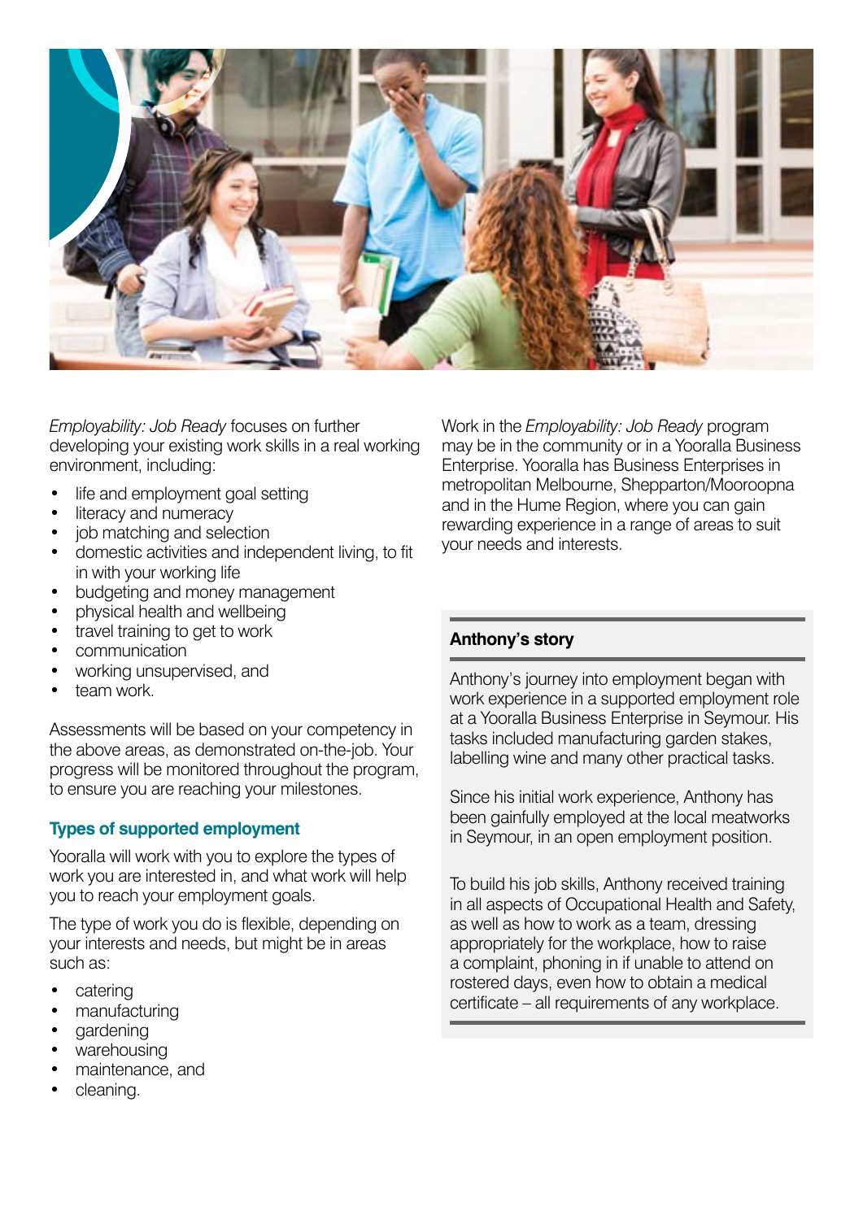*Employability: Job Ready* focuses on further developing your existing work skills in a real working environment, including:

- life and employment goal setting
- literacy and numeracy
- job matching and selection
- domestic activities and independent living, to fit in with your working life
- budgeting and money management
- physical health and wellbeing
- travel training to get to work
- communication
- working unsupervised, and
- team work.

Assessments will be based on your competency in the above areas, as demonstrated on-the-job. Your progress will be monitored throughout the program, to ensure you are reaching your milestones.

### Types of supported employment

Yooralla will work with you to explore the types of work you are interested in, and what work will help you to reach your employment goals.

The type of work you do is flexible, depending on your interests and needs, but might be in areas such as:

- catering
- manufacturing
- gardening
- warehousing
- maintenance, and
- cleaning.

Work in the *Employability: Job Ready* program may be in the community or in a Yooralla Business Enterprise. Yooralla has Business Enterprises in metropolitan Melbourne, Shepparton/Mooroopna and in the Hume Region, where you can gain rewarding experience in a range of areas to suit your needs and interests.

#### Anthony's story

Anthony's journey into employment began with work experience in a supported employment role at a Yooralla Business Enterprise in Seymour. His tasks included manufacturing garden stakes, labelling wine and many other practical tasks.

Since his initial work experience, Anthony has been gainfully employed at the local meatworks in Seymour, in an open employment position.

To build his job skills, Anthony received training in all aspects of Occupational Health and Safety, as well as how to work as a team, dressing appropriately for the workplace, how to raise a complaint, phoning in if unable to attend on rostered days, even how to obtain a medical certificate – all requirements of any workplace.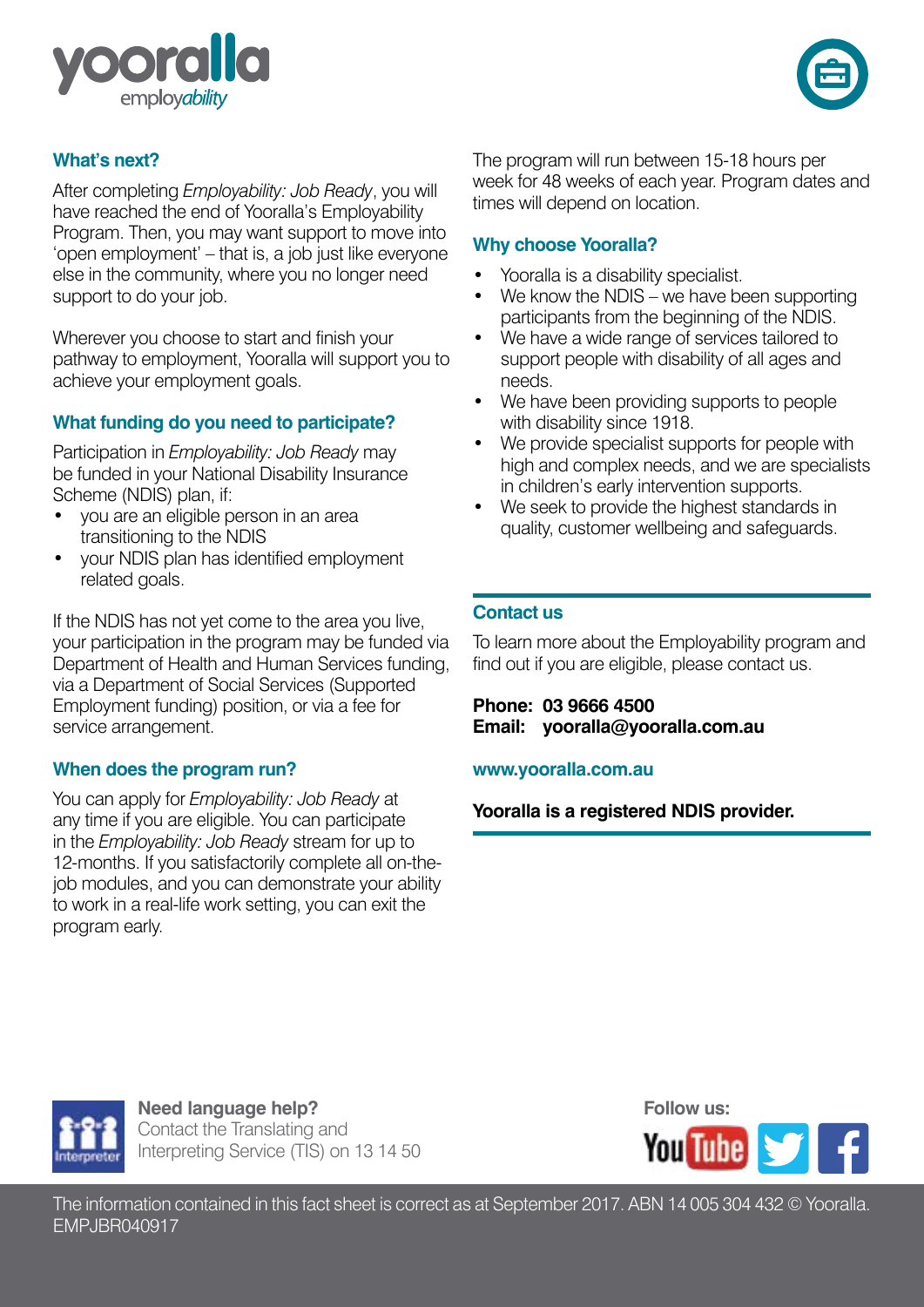## What's next?

After completing *Employability: Job Ready*, you will have reached the end of Yooralla's Employability Program. Then, you may want support to move into 'open employment' – that is, a job just like everyone else in the community, where you no longer need support to do your job.

Wherever you choose to start and finish your pathway to employment, Yooralla will support you to achieve your employment goals.

## What funding do you need to participate?

Participation in *Employability: Job Ready* may be funded in your National Disability Insurance Scheme (NDIS) plan, if:

- you are an eligible person in an area transitioning to the NDIS
- your NDIS plan has identified employment related goals.

If the NDIS has not yet come to the area you live, your participation in the program may be funded via Department of Health and Human Services funding, via a Department of Social Services (Supported Employment funding) position, or via a fee for service arrangement.

## When does the program run?

You can apply for *Employability: Job Ready* at any time if you are eligible. You can participate in the *Employability: Job Ready* stream for up to 12-months. If you satisfactorily complete all on-the-job modules, and you can demonstrate your ability to work in a real-life work setting, you can exit the program early.

The program will run between 15-18 hours per week for 48 weeks of each year. Program dates and times will depend on location.

## Why choose Yooralla?

- Yooralla is a disability specialist.
- We know the NDIS – we have been supporting participants from the beginning of the NDIS.
- We have a wide range of services tailored to support people with disability of all ages and needs.
- We have been providing supports to people with disability since 1918.
- We provide specialist supports for people with high and complex needs, and we are specialists in children's early intervention supports.
- We seek to provide the highest standards in quality, customer wellbeing and safeguards.

## Contact us

To learn more about the Employability program and find out if you are eligible, please contact us.

**Phone: 03 9666 4500**
**Email: yooralla@yooralla.com.au**

**www.yooralla.com.au**

**Yooralla is a registered NDIS provider.**

**Need language help?**
Contact the Translating and Interpreting Service (TIS) on 13 14 50

**Follow us:**

The information contained in this fact sheet is correct as at September 2017. ABN 14 005 304 432 © Yooralla. EMPJBR040917